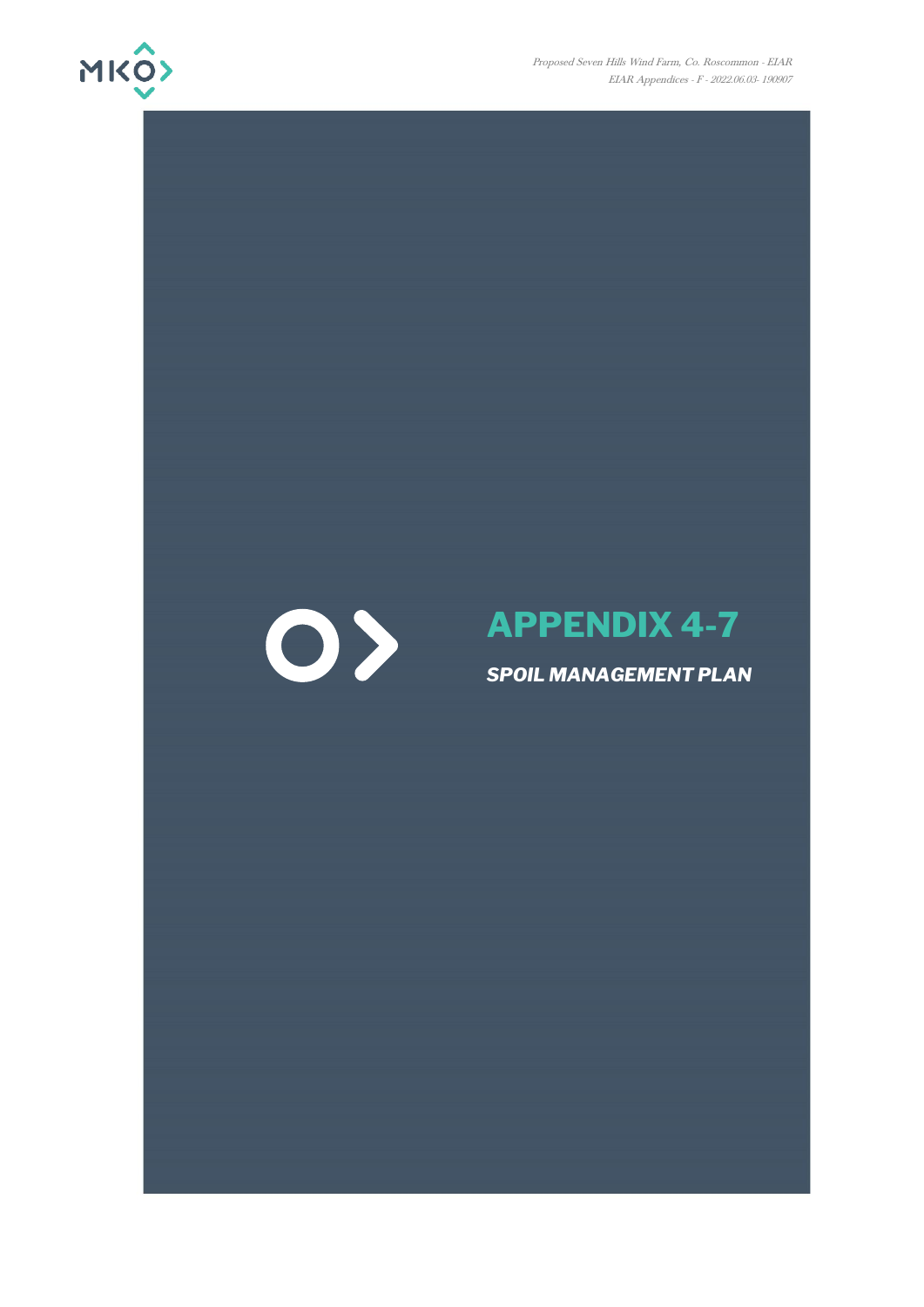# APPENDIX 4-7

***SPOIL MANAGEMENT PLAN***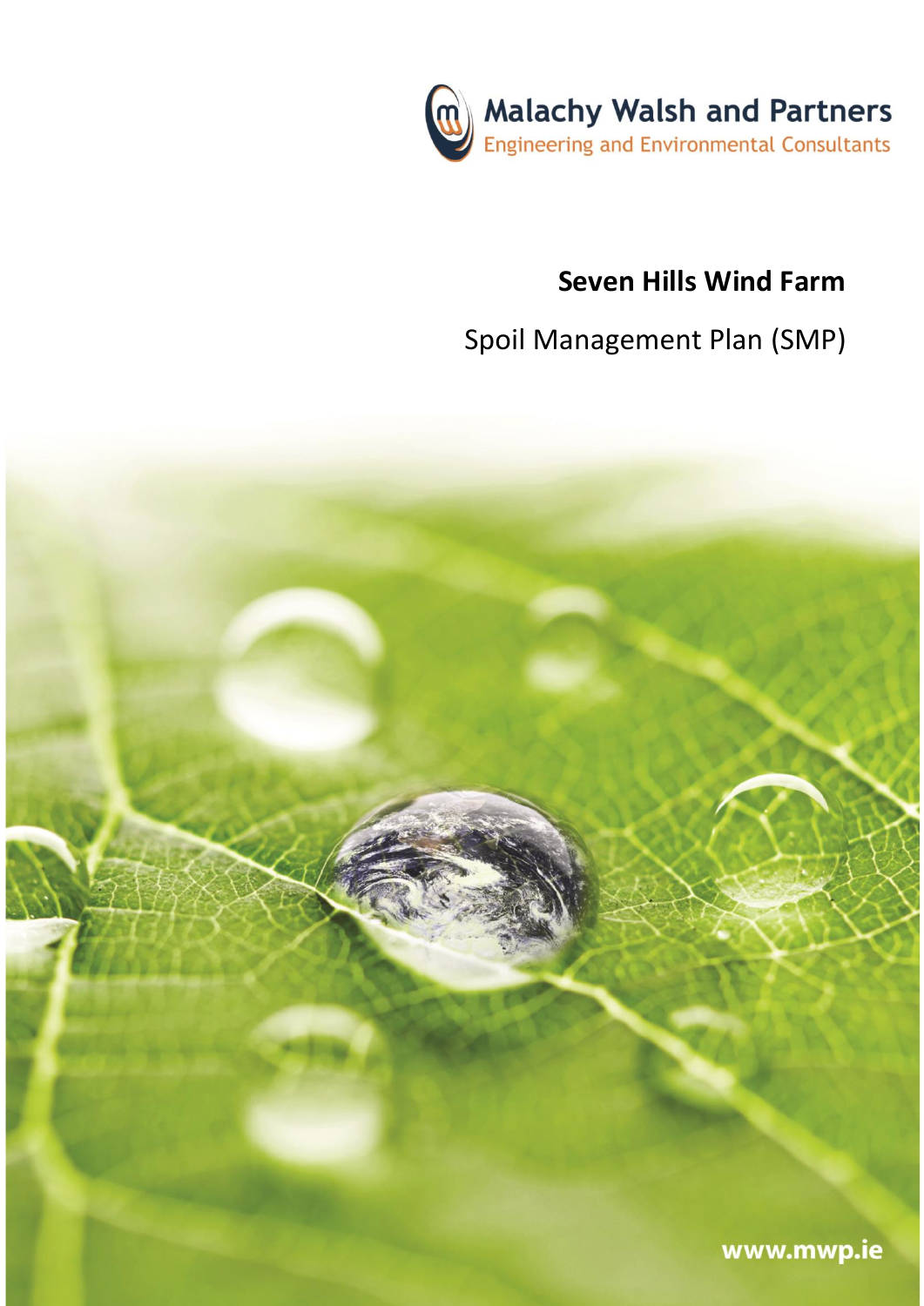Malachy Walsh and Partners

Engineering and Environmental Consultants

# Seven Hills Wind Farm

## Spoil Management Plan (SMP)

www.mwp.ie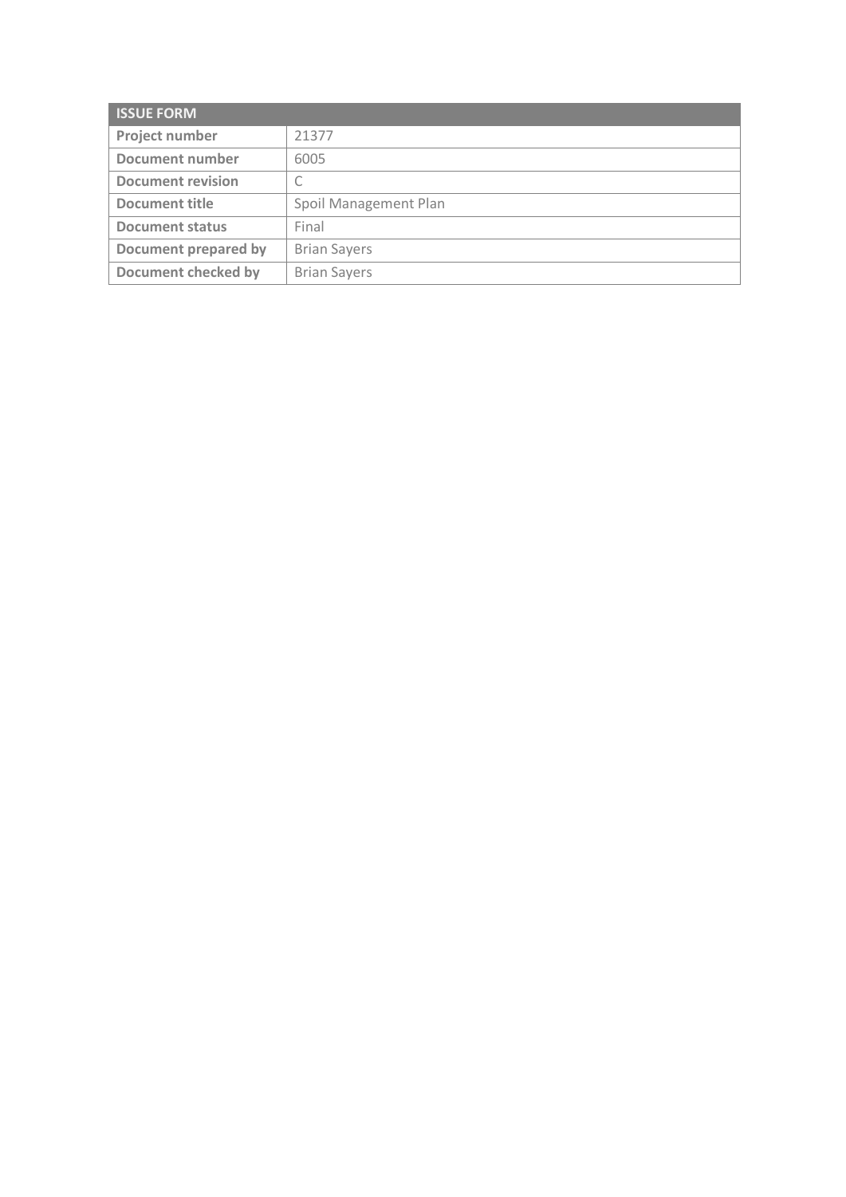| ISSUE FORM | |
|---|---|
| **Project number** | 21377 |
| **Document number** | 6005 |
| **Document revision** | C |
| **Document title** | Spoil Management Plan |
| **Document status** | Final |
| **Document prepared by** | Brian Sayers |
| **Document checked by** | Brian Sayers |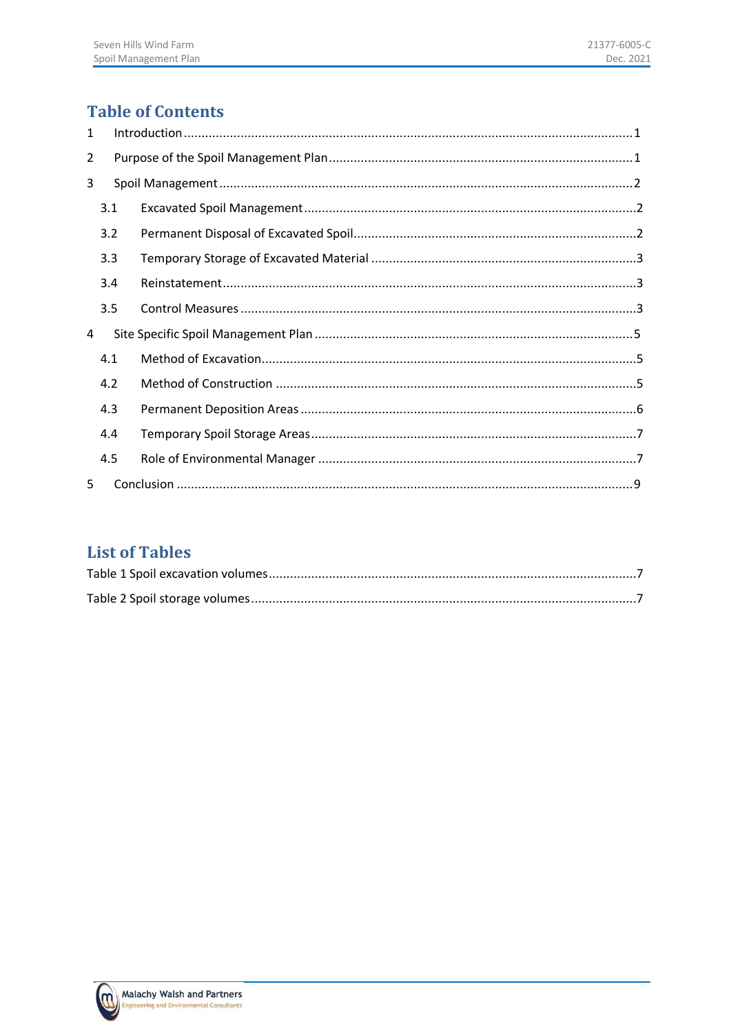# Table of Contents

1 Introduction ........................................................................................................................1

2 Purpose of the Spoil Management Plan ..............................................................................1

3 Spoil Management ...............................................................................................................2

3.1 Excavated Spoil Management ........................................................................................2

3.2 Permanent Disposal of Excavated Spoil ..........................................................................2

3.3 Temporary Storage of Excavated Material ......................................................................3

3.4 Reinstatement .................................................................................................................3

3.5 Control Measures ............................................................................................................3

4 Site Specific Spoil Management Plan ..................................................................................5

4.1 Method of Excavation......................................................................................................5

4.2 Method of Construction ..................................................................................................5

4.3 Permanent Deposition Areas ...........................................................................................6

4.4 Temporary Spoil Storage Areas........................................................................................7

4.5 Role of Environmental Manager ......................................................................................7

5 Conclusion ...........................................................................................................................9

# List of Tables

Table 1 Spoil excavation volumes ..........................................................................................7

Table 2 Spoil storage volumes ................................................................................................7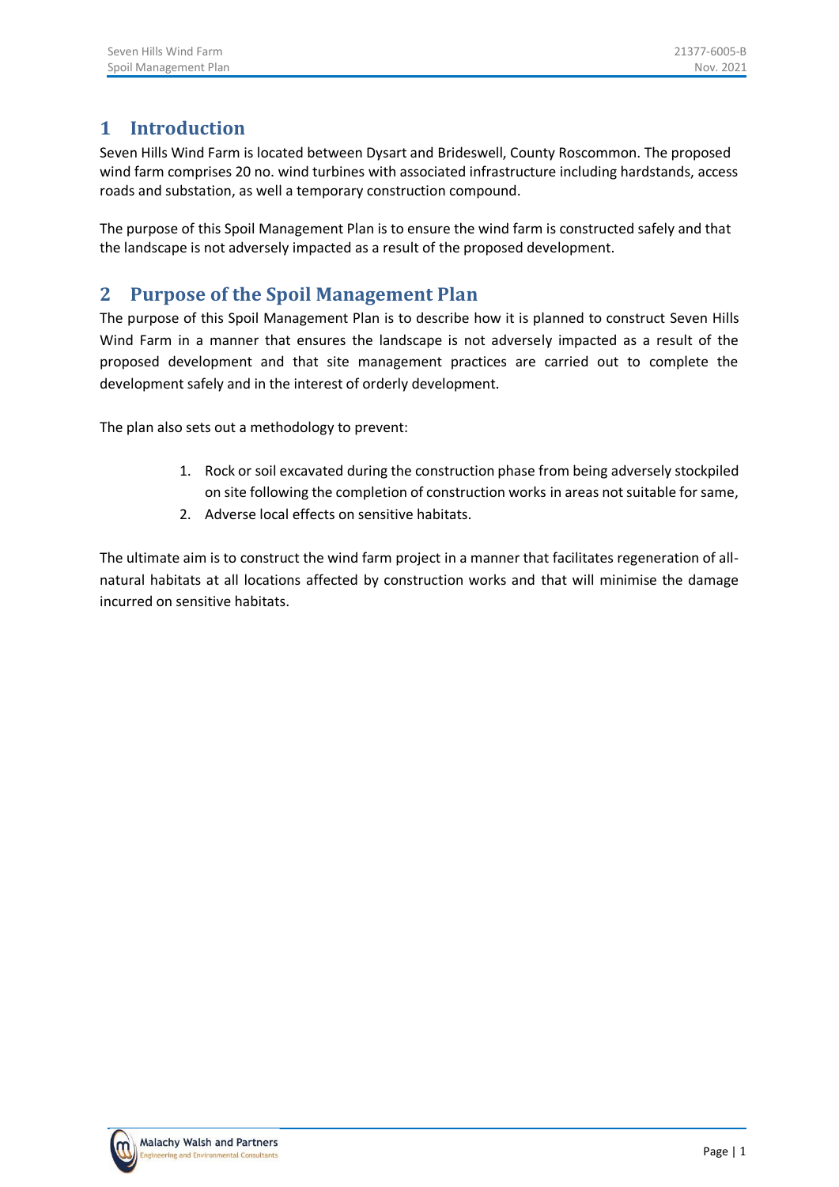# 1 Introduction

Seven Hills Wind Farm is located between Dysart and Brideswell, County Roscommon. The proposed wind farm comprises 20 no. wind turbines with associated infrastructure including hardstands, access roads and substation, as well a temporary construction compound.

The purpose of this Spoil Management Plan is to ensure the wind farm is constructed safely and that the landscape is not adversely impacted as a result of the proposed development.

# 2 Purpose of the Spoil Management Plan

The purpose of this Spoil Management Plan is to describe how it is planned to construct Seven Hills Wind Farm in a manner that ensures the landscape is not adversely impacted as a result of the proposed development and that site management practices are carried out to complete the development safely and in the interest of orderly development.

The plan also sets out a methodology to prevent:

1. Rock or soil excavated during the construction phase from being adversely stockpiled on site following the completion of construction works in areas not suitable for same,
2. Adverse local effects on sensitive habitats.

The ultimate aim is to construct the wind farm project in a manner that facilitates regeneration of all-natural habitats at all locations affected by construction works and that will minimise the damage incurred on sensitive habitats.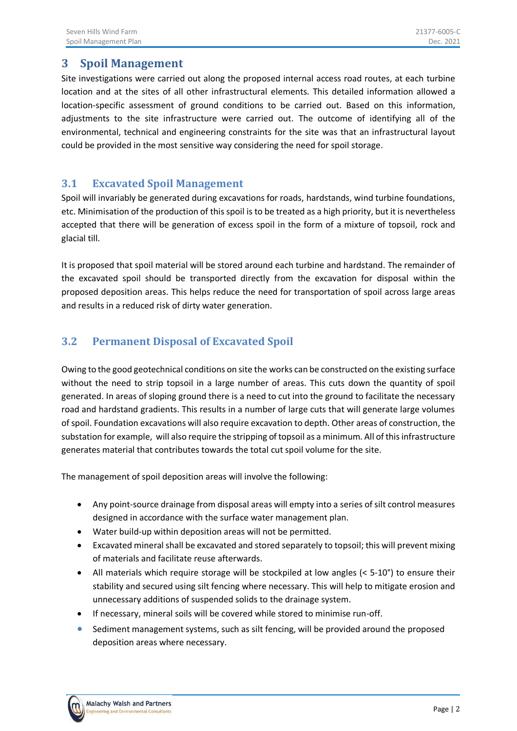# 3 Spoil Management

Site investigations were carried out along the proposed internal access road routes, at each turbine location and at the sites of all other infrastructural elements. This detailed information allowed a location-specific assessment of ground conditions to be carried out. Based on this information, adjustments to the site infrastructure were carried out. The outcome of identifying all of the environmental, technical and engineering constraints for the site was that an infrastructural layout could be provided in the most sensitive way considering the need for spoil storage.

## 3.1 Excavated Spoil Management

Spoil will invariably be generated during excavations for roads, hardstands, wind turbine foundations, etc. Minimisation of the production of this spoil is to be treated as a high priority, but it is nevertheless accepted that there will be generation of excess spoil in the form of a mixture of topsoil, rock and glacial till.

It is proposed that spoil material will be stored around each turbine and hardstand. The remainder of the excavated spoil should be transported directly from the excavation for disposal within the proposed deposition areas. This helps reduce the need for transportation of spoil across large areas and results in a reduced risk of dirty water generation.

## 3.2 Permanent Disposal of Excavated Spoil

Owing to the good geotechnical conditions on site the works can be constructed on the existing surface without the need to strip topsoil in a large number of areas. This cuts down the quantity of spoil generated. In areas of sloping ground there is a need to cut into the ground to facilitate the necessary road and hardstand gradients. This results in a number of large cuts that will generate large volumes of spoil. Foundation excavations will also require excavation to depth. Other areas of construction, the substation for example, will also require the stripping of topsoil as a minimum. All of this infrastructure generates material that contributes towards the total cut spoil volume for the site.

The management of spoil deposition areas will involve the following:

- Any point-source drainage from disposal areas will empty into a series of silt control measures designed in accordance with the surface water management plan.
- Water build-up within deposition areas will not be permitted.
- Excavated mineral shall be excavated and stored separately to topsoil; this will prevent mixing of materials and facilitate reuse afterwards.
- All materials which require storage will be stockpiled at low angles (< 5-10°) to ensure their stability and secured using silt fencing where necessary. This will help to mitigate erosion and unnecessary additions of suspended solids to the drainage system.
- If necessary, mineral soils will be covered while stored to minimise run-off.
- Sediment management systems, such as silt fencing, will be provided around the proposed deposition areas where necessary.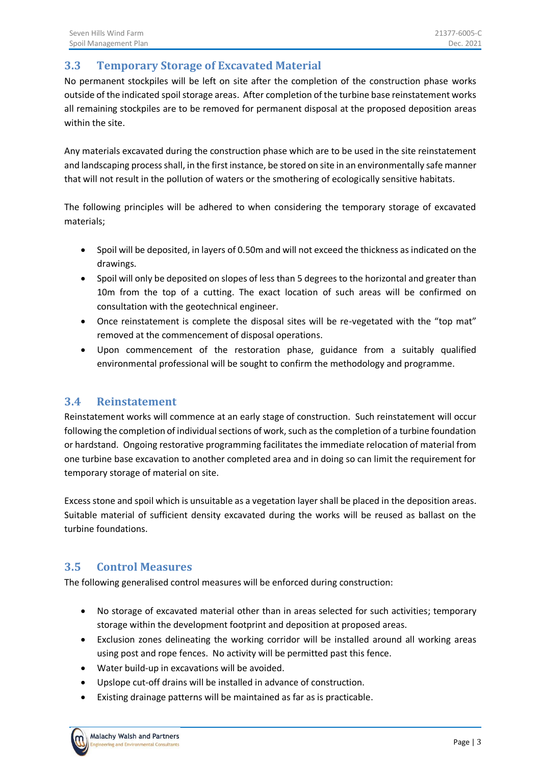## 3.3 Temporary Storage of Excavated Material

No permanent stockpiles will be left on site after the completion of the construction phase works outside of the indicated spoil storage areas. After completion of the turbine base reinstatement works all remaining stockpiles are to be removed for permanent disposal at the proposed deposition areas within the site.

Any materials excavated during the construction phase which are to be used in the site reinstatement and landscaping process shall, in the first instance, be stored on site in an environmentally safe manner that will not result in the pollution of waters or the smothering of ecologically sensitive habitats.

The following principles will be adhered to when considering the temporary storage of excavated materials;

- Spoil will be deposited, in layers of 0.50m and will not exceed the thickness as indicated on the drawings.
- Spoil will only be deposited on slopes of less than 5 degrees to the horizontal and greater than 10m from the top of a cutting. The exact location of such areas will be confirmed on consultation with the geotechnical engineer.
- Once reinstatement is complete the disposal sites will be re-vegetated with the "top mat" removed at the commencement of disposal operations.
- Upon commencement of the restoration phase, guidance from a suitably qualified environmental professional will be sought to confirm the methodology and programme.

## 3.4 Reinstatement

Reinstatement works will commence at an early stage of construction. Such reinstatement will occur following the completion of individual sections of work, such as the completion of a turbine foundation or hardstand. Ongoing restorative programming facilitates the immediate relocation of material from one turbine base excavation to another completed area and in doing so can limit the requirement for temporary storage of material on site.

Excess stone and spoil which is unsuitable as a vegetation layer shall be placed in the deposition areas. Suitable material of sufficient density excavated during the works will be reused as ballast on the turbine foundations.

## 3.5 Control Measures

The following generalised control measures will be enforced during construction:

- No storage of excavated material other than in areas selected for such activities; temporary storage within the development footprint and deposition at proposed areas.
- Exclusion zones delineating the working corridor will be installed around all working areas using post and rope fences. No activity will be permitted past this fence.
- Water build-up in excavations will be avoided.
- Upslope cut-off drains will be installed in advance of construction.
- Existing drainage patterns will be maintained as far as is practicable.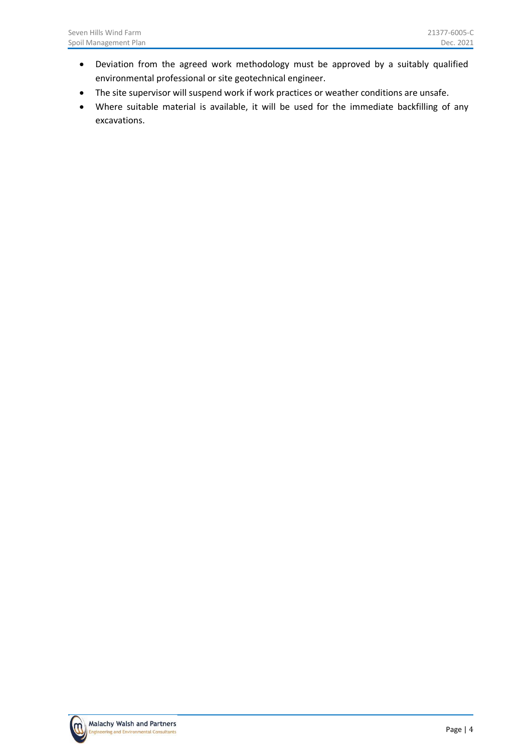- Deviation from the agreed work methodology must be approved by a suitably qualified environmental professional or site geotechnical engineer.
- The site supervisor will suspend work if work practices or weather conditions are unsafe.
- Where suitable material is available, it will be used for the immediate backfilling of any excavations.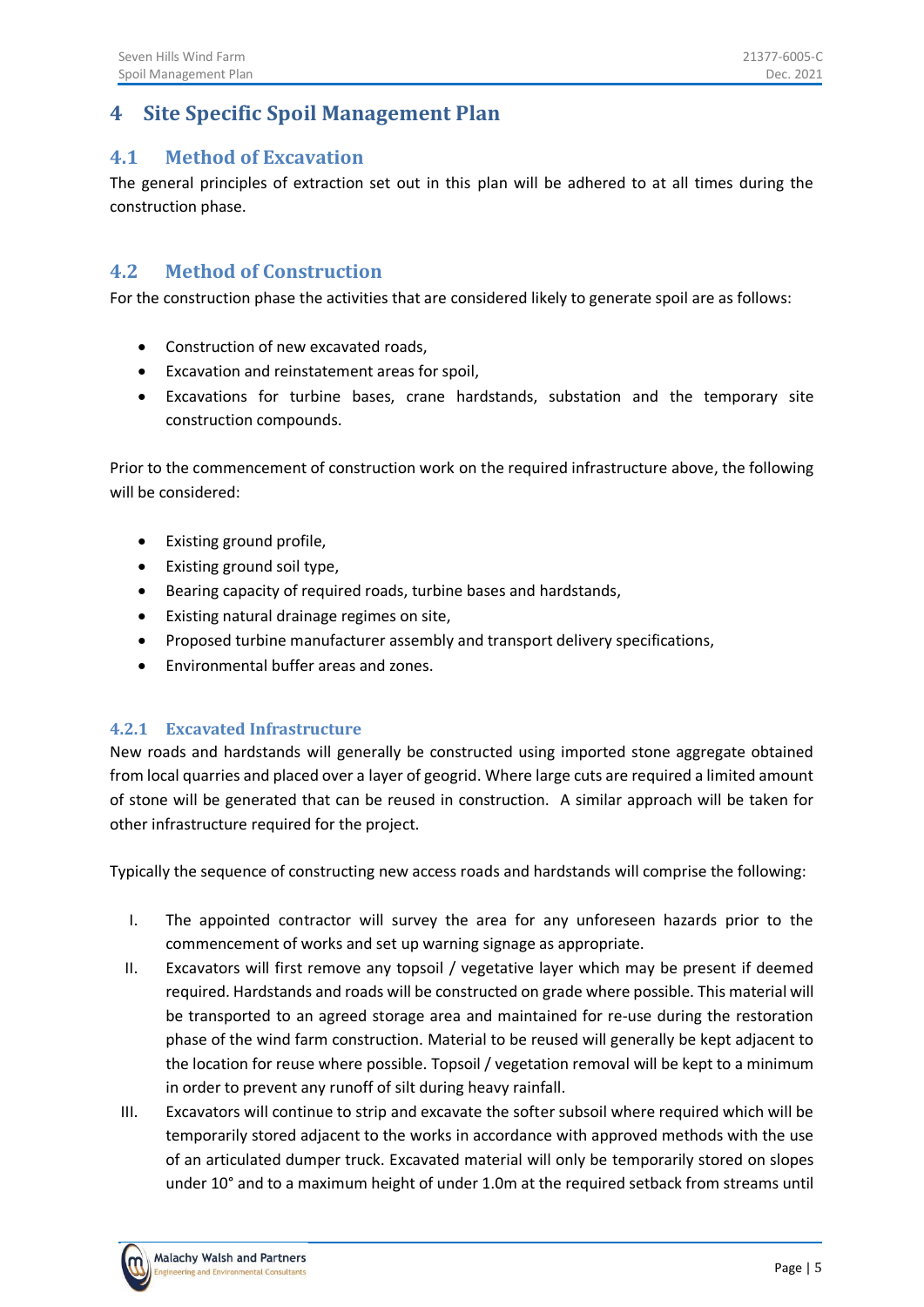# 4 Site Specific Spoil Management Plan

## 4.1 Method of Excavation

The general principles of extraction set out in this plan will be adhered to at all times during the construction phase.

## 4.2 Method of Construction

For the construction phase the activities that are considered likely to generate spoil are as follows:

- Construction of new excavated roads,
- Excavation and reinstatement areas for spoil,
- Excavations for turbine bases, crane hardstands, substation and the temporary site construction compounds.

Prior to the commencement of construction work on the required infrastructure above, the following will be considered:

- Existing ground profile,
- Existing ground soil type,
- Bearing capacity of required roads, turbine bases and hardstands,
- Existing natural drainage regimes on site,
- Proposed turbine manufacturer assembly and transport delivery specifications,
- Environmental buffer areas and zones.

### 4.2.1 Excavated Infrastructure

New roads and hardstands will generally be constructed using imported stone aggregate obtained from local quarries and placed over a layer of geogrid. Where large cuts are required a limited amount of stone will be generated that can be reused in construction. A similar approach will be taken for other infrastructure required for the project.

Typically the sequence of constructing new access roads and hardstands will comprise the following:

I. The appointed contractor will survey the area for any unforeseen hazards prior to the commencement of works and set up warning signage as appropriate.

II. Excavators will first remove any topsoil / vegetative layer which may be present if deemed required. Hardstands and roads will be constructed on grade where possible. This material will be transported to an agreed storage area and maintained for re-use during the restoration phase of the wind farm construction. Material to be reused will generally be kept adjacent to the location for reuse where possible. Topsoil / vegetation removal will be kept to a minimum in order to prevent any runoff of silt during heavy rainfall.

III. Excavators will continue to strip and excavate the softer subsoil where required which will be temporarily stored adjacent to the works in accordance with approved methods with the use of an articulated dumper truck. Excavated material will only be temporarily stored on slopes under 10° and to a maximum height of under 1.0m at the required setback from streams until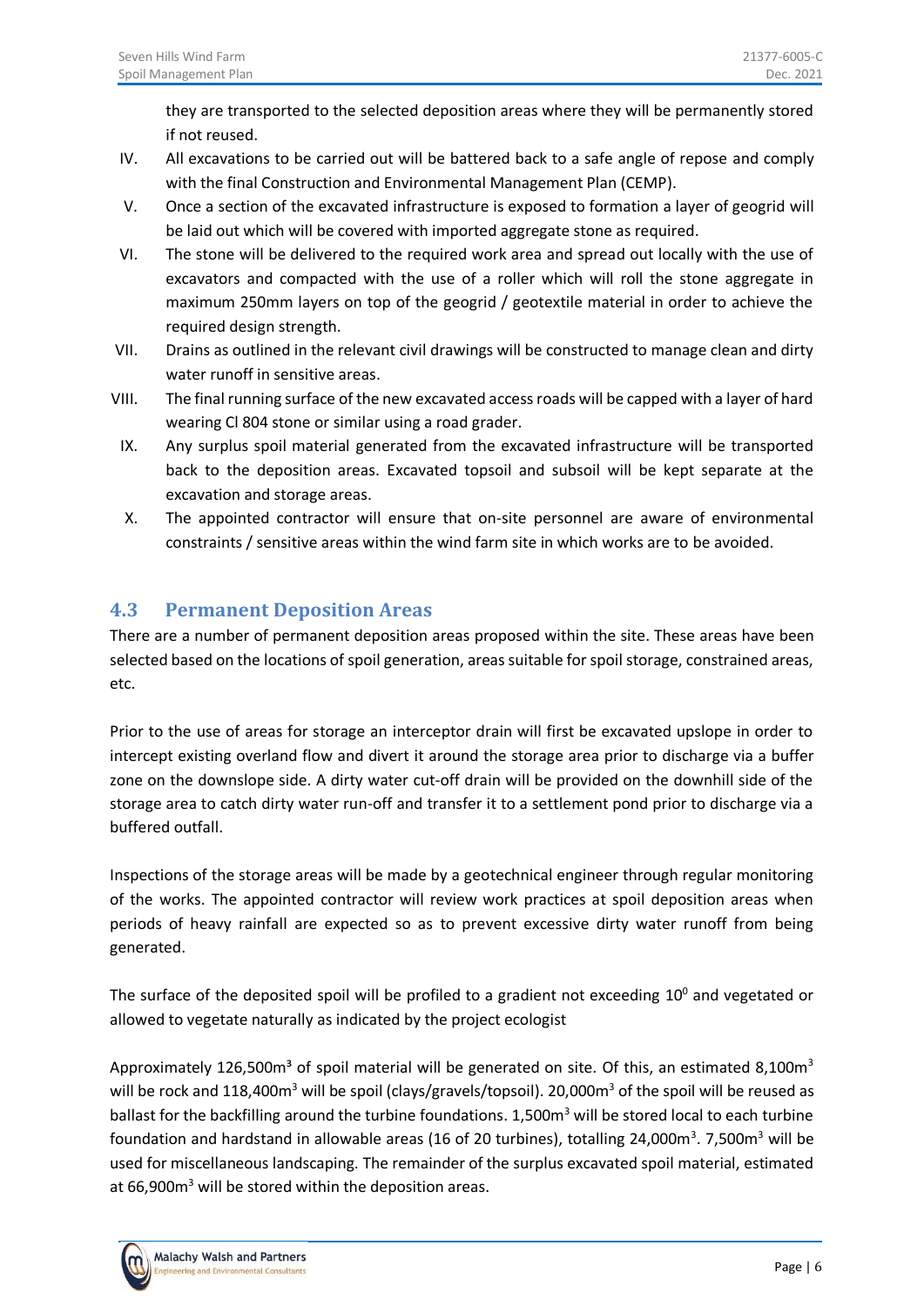they are transported to the selected deposition areas where they will be permanently stored if not reused.

IV. All excavations to be carried out will be battered back to a safe angle of repose and comply with the final Construction and Environmental Management Plan (CEMP).

V. Once a section of the excavated infrastructure is exposed to formation a layer of geogrid will be laid out which will be covered with imported aggregate stone as required.

VI. The stone will be delivered to the required work area and spread out locally with the use of excavators and compacted with the use of a roller which will roll the stone aggregate in maximum 250mm layers on top of the geogrid / geotextile material in order to achieve the required design strength.

VII. Drains as outlined in the relevant civil drawings will be constructed to manage clean and dirty water runoff in sensitive areas.

VIII. The final running surface of the new excavated access roads will be capped with a layer of hard wearing Cl 804 stone or similar using a road grader.

IX. Any surplus spoil material generated from the excavated infrastructure will be transported back to the deposition areas. Excavated topsoil and subsoil will be kept separate at the excavation and storage areas.

X. The appointed contractor will ensure that on-site personnel are aware of environmental constraints / sensitive areas within the wind farm site in which works are to be avoided.

## 4.3 Permanent Deposition Areas

There are a number of permanent deposition areas proposed within the site. These areas have been selected based on the locations of spoil generation, areas suitable for spoil storage, constrained areas, etc.

Prior to the use of areas for storage an interceptor drain will first be excavated upslope in order to intercept existing overland flow and divert it around the storage area prior to discharge via a buffer zone on the downslope side. A dirty water cut-off drain will be provided on the downhill side of the storage area to catch dirty water run-off and transfer it to a settlement pond prior to discharge via a buffered outfall.

Inspections of the storage areas will be made by a geotechnical engineer through regular monitoring of the works. The appointed contractor will review work practices at spoil deposition areas when periods of heavy rainfall are expected so as to prevent excessive dirty water runoff from being generated.

The surface of the deposited spoil will be profiled to a gradient not exceeding $10^0$ and vegetated or allowed to vegetate naturally as indicated by the project ecologist

Approximately 126,500m$^3$ of spoil material will be generated on site. Of this, an estimated 8,100m$^3$ will be rock and 118,400m$^3$ will be spoil (clays/gravels/topsoil). 20,000m$^3$ of the spoil will be reused as ballast for the backfilling around the turbine foundations. 1,500m$^3$ will be stored local to each turbine foundation and hardstand in allowable areas (16 of 20 turbines), totalling 24,000m$^3$. 7,500m$^3$ will be used for miscellaneous landscaping. The remainder of the surplus excavated spoil material, estimated at 66,900m$^3$ will be stored within the deposition areas.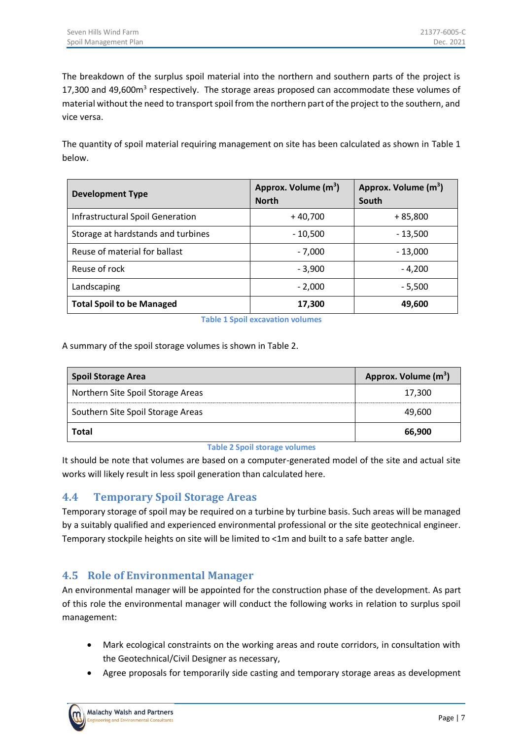The breakdown of the surplus spoil material into the northern and southern parts of the project is 17,300 and 49,600m$^3$ respectively. The storage areas proposed can accommodate these volumes of material without the need to transport spoil from the northern part of the project to the southern, and vice versa.

The quantity of spoil material requiring management on site has been calculated as shown in Table 1 below.

| **Development Type** | **Approx. Volume (m$^3$) North** | **Approx. Volume (m$^3$) South** |
|---|---|---|
| Infrastructural Spoil Generation | + 40,700 | + 85,800 |
| Storage at hardstands and turbines | - 10,500 | - 13,500 |
| Reuse of material for ballast | - 7,000 | - 13,000 |
| Reuse of rock | - 3,900 | - 4,200 |
| Landscaping | - 2,000 | - 5,500 |
| **Total Spoil to be Managed** | **17,300** | **49,600** |

**Table 1 Spoil excavation volumes**

A summary of the spoil storage volumes is shown in Table 2.

| **Spoil Storage Area** | **Approx. Volume (m$^3$)** |
|---|---|
| Northern Site Spoil Storage Areas | 17,300 |
| Southern Site Spoil Storage Areas | 49,600 |
| **Total** | **66,900** |

**Table 2 Spoil storage volumes**

It should be note that volumes are based on a computer-generated model of the site and actual site works will likely result in less spoil generation than calculated here.

## 4.4 Temporary Spoil Storage Areas

Temporary storage of spoil may be required on a turbine by turbine basis. Such areas will be managed by a suitably qualified and experienced environmental professional or the site geotechnical engineer. Temporary stockpile heights on site will be limited to <1m and built to a safe batter angle.

## 4.5 Role of Environmental Manager

An environmental manager will be appointed for the construction phase of the development. As part of this role the environmental manager will conduct the following works in relation to surplus spoil management:

- Mark ecological constraints on the working areas and route corridors, in consultation with the Geotechnical/Civil Designer as necessary,
- Agree proposals for temporarily side casting and temporary storage areas as development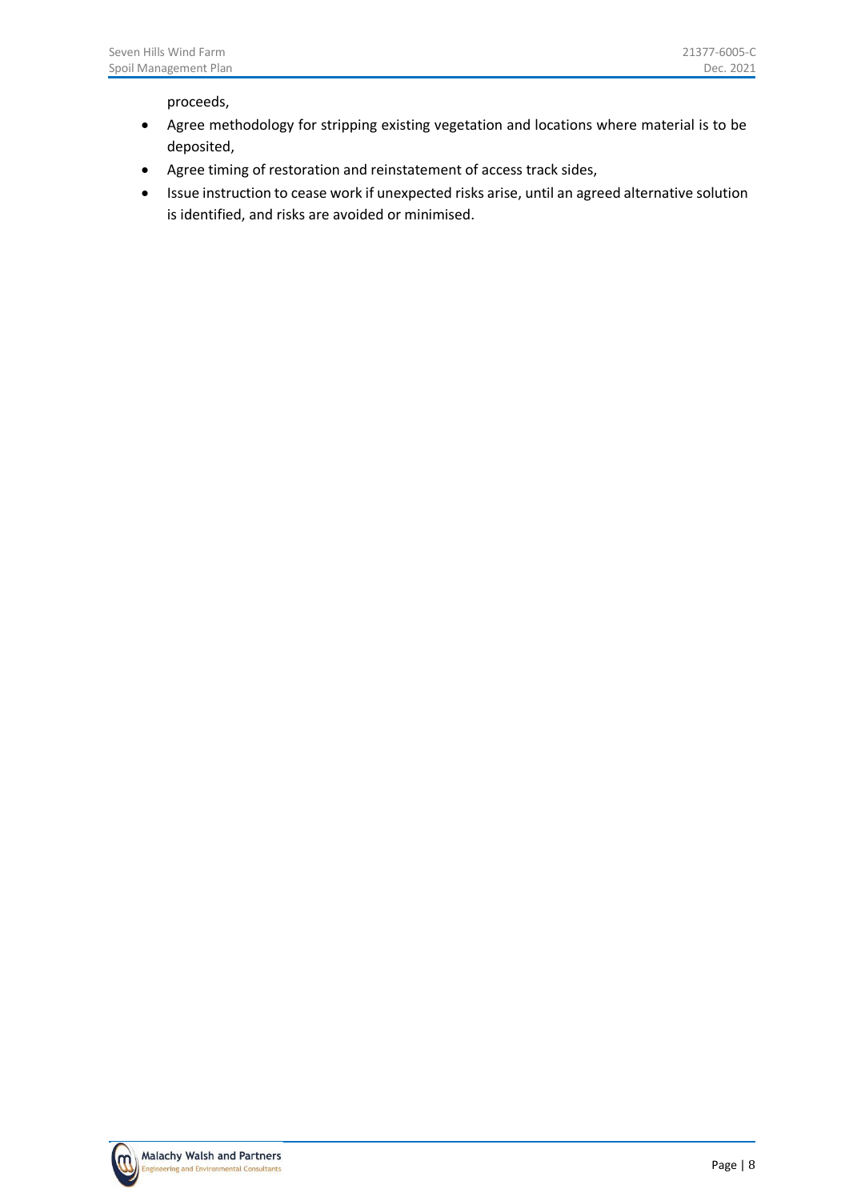proceeds,

- Agree methodology for stripping existing vegetation and locations where material is to be deposited,
- Agree timing of restoration and reinstatement of access track sides,
- Issue instruction to cease work if unexpected risks arise, until an agreed alternative solution is identified, and risks are avoided or minimised.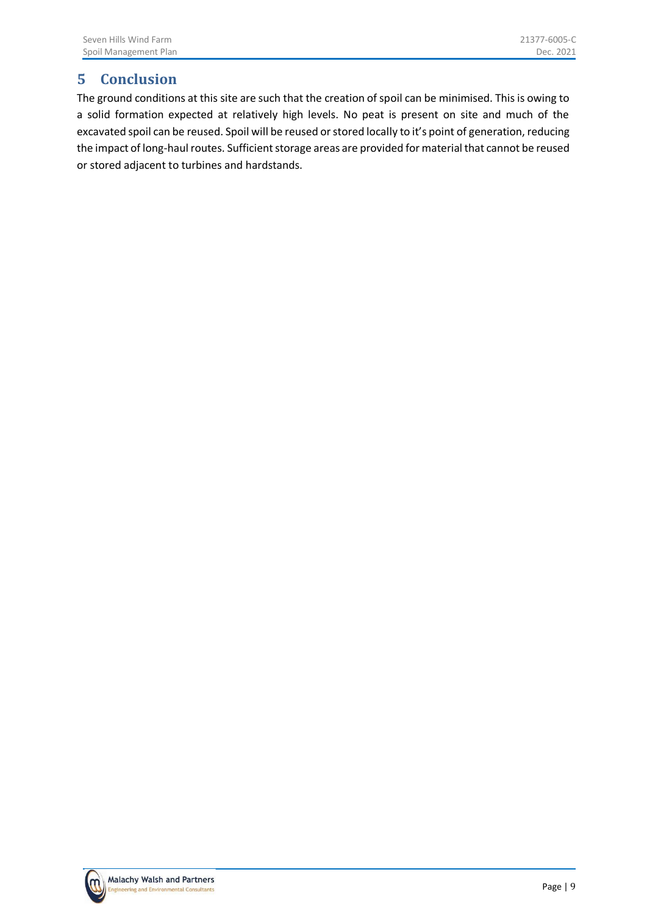# 5 Conclusion

The ground conditions at this site are such that the creation of spoil can be minimised. This is owing to a solid formation expected at relatively high levels. No peat is present on site and much of the excavated spoil can be reused. Spoil will be reused or stored locally to it's point of generation, reducing the impact of long-haul routes. Sufficient storage areas are provided for material that cannot be reused or stored adjacent to turbines and hardstands.